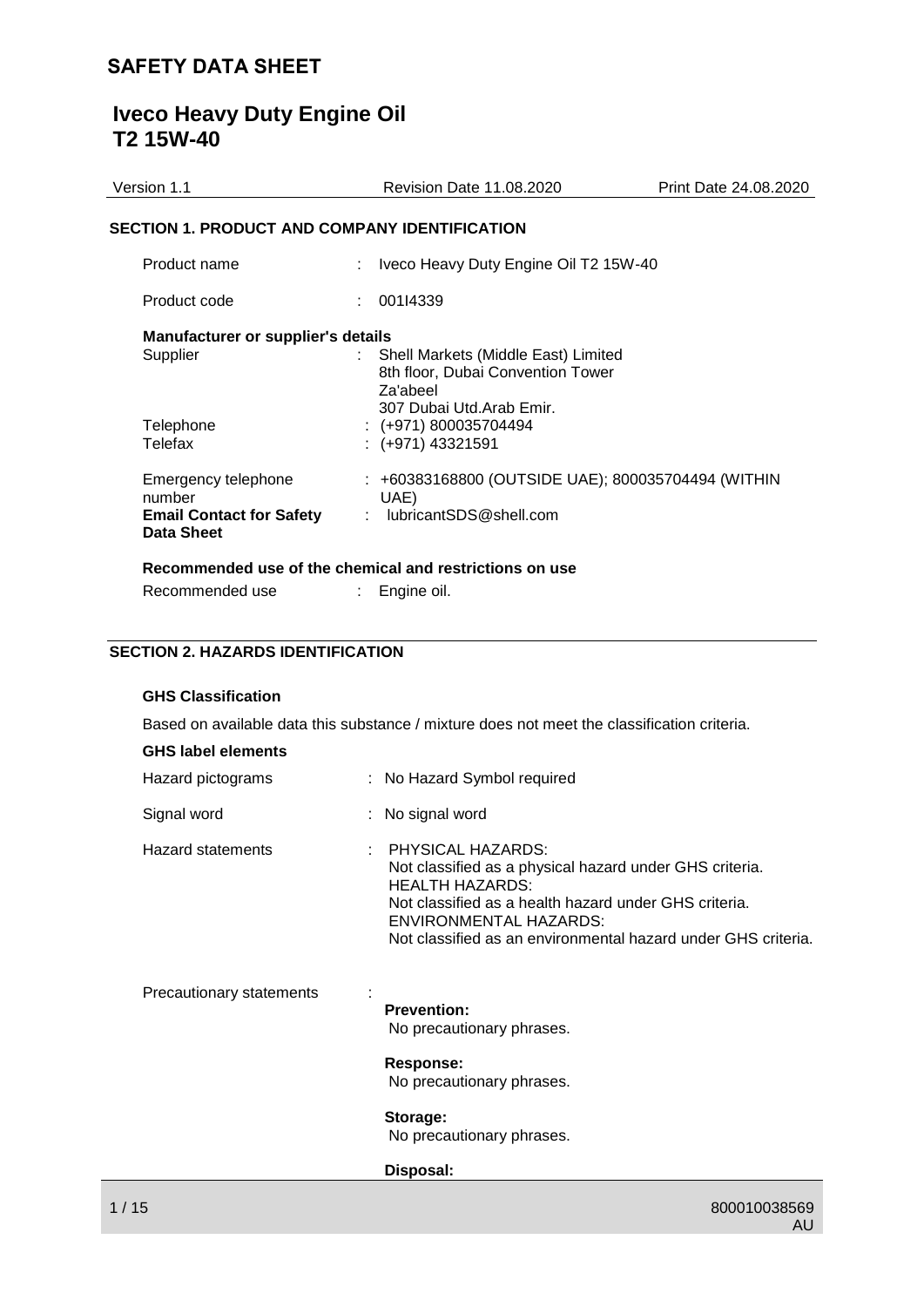# SAFETY DATA SHEET

## Iveco Heavy Duty Engine Oil T2 15W-40

| Version 1.1 | Revision Date 11.08.2020 | Print Date 24.08.2020 |
|---|---|---|

### SECTION 1. PRODUCT AND COMPANY IDENTIFICATION

Product name : Iveco Heavy Duty Engine Oil T2 15W-40

Product code : 001I4339

**Manufacturer or supplier's details**

Supplier : Shell Markets (Middle East) Limited
8th floor, Dubai Convention Tower
Za'abeel
307 Dubai Utd.Arab Emir.

Telephone : (+971) 800035704494

Telefax : (+971) 43321591

Emergency telephone number : +60383168800 (OUTSIDE UAE); 800035704494 (WITHIN UAE)

**Email Contact for Safety Data Sheet** : lubricantSDS@shell.com

**Recommended use of the chemical and restrictions on use**

Recommended use : Engine oil.

### SECTION 2. HAZARDS IDENTIFICATION

**GHS Classification**

Based on available data this substance / mixture does not meet the classification criteria.

**GHS label elements**

Hazard pictograms : No Hazard Symbol required

Signal word : No signal word

Hazard statements : PHYSICAL HAZARDS:
Not classified as a physical hazard under GHS criteria.
HEALTH HAZARDS:
Not classified as a health hazard under GHS criteria.
ENVIRONMENTAL HAZARDS:
Not classified as an environmental hazard under GHS criteria.

Precautionary statements :

**Prevention:**
No precautionary phrases.

**Response:**
No precautionary phrases.

**Storage:**
No precautionary phrases.

**Disposal:**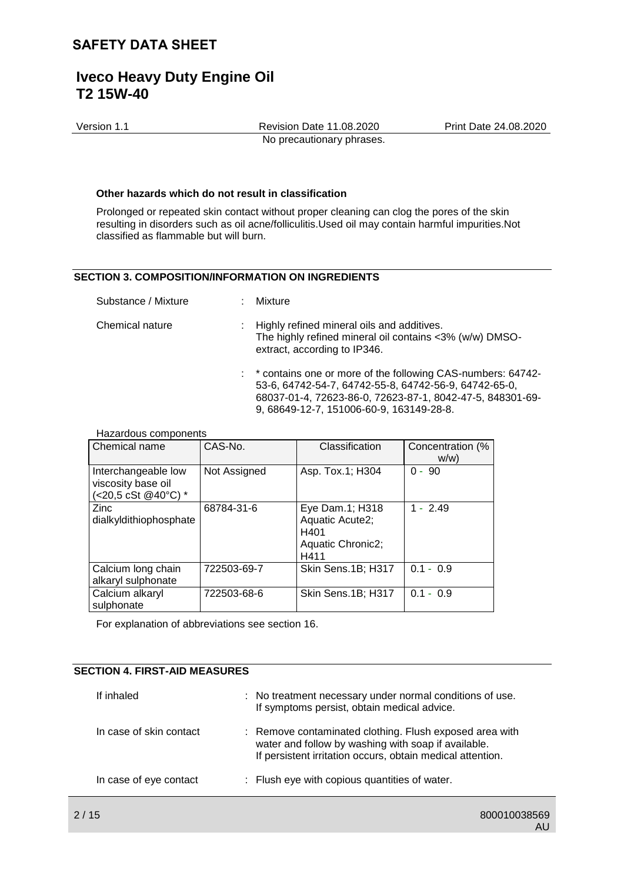No precautionary phrases.

**Other hazards which do not result in classification**

Prolonged or repeated skin contact without proper cleaning can clog the pores of the skin resulting in disorders such as oil acne/folliculitis.Used oil may contain harmful impurities.Not classified as flammable but will burn.

## SECTION 3. COMPOSITION/INFORMATION ON INGREDIENTS

Substance / Mixture : Mixture

Chemical nature : Highly refined mineral oils and additives.
The highly refined mineral oil contains <3% (w/w) DMSO-extract, according to IP346.

: * contains one or more of the following CAS-numbers: 64742-53-6, 64742-54-7, 64742-55-8, 64742-56-9, 64742-65-0, 68037-01-4, 72623-86-0, 72623-87-1, 8042-47-5, 848301-69-9, 68649-12-7, 151006-60-9, 163149-28-8.

Hazardous components

| Chemical name | CAS-No. | Classification | Concentration (% w/w) |
| --- | --- | --- | --- |
| Interchangeable low viscosity base oil (<20,5 cSt @40°C) * | Not Assigned | Asp. Tox.1; H304 | 0 - 90 |
| Zinc dialkyldithiophosphate | 68784-31-6 | Eye Dam.1; H318 Aquatic Acute2; H401 Aquatic Chronic2; H411 | 1 - 2.49 |
| Calcium long chain alkaryl sulphonate | 722503-69-7 | Skin Sens.1B; H317 | 0.1 - 0.9 |
| Calcium alkaryl sulphonate | 722503-68-6 | Skin Sens.1B; H317 | 0.1 - 0.9 |

For explanation of abbreviations see section 16.

## SECTION 4. FIRST-AID MEASURES

If inhaled : No treatment necessary under normal conditions of use.
If symptoms persist, obtain medical advice.

In case of skin contact : Remove contaminated clothing. Flush exposed area with water and follow by washing with soap if available.
If persistent irritation occurs, obtain medical attention.

In case of eye contact : Flush eye with copious quantities of water.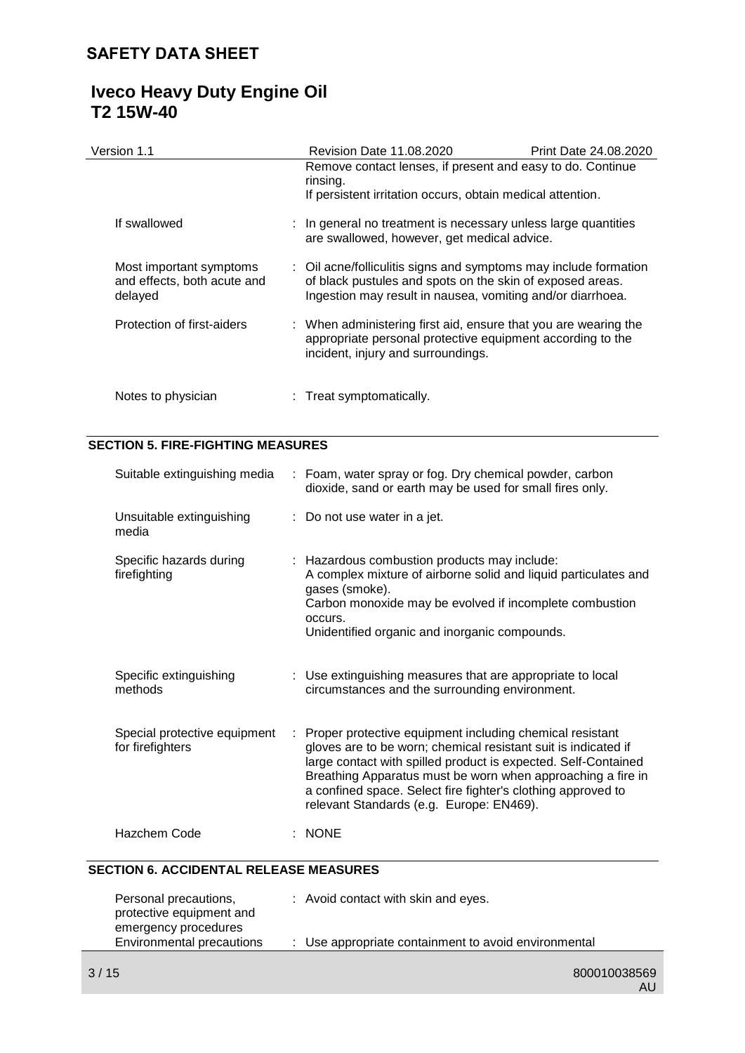Remove contact lenses, if present and easy to do. Continue rinsing.
If persistent irritation occurs, obtain medical attention.

| | |
|---|---|
| If swallowed | : In general no treatment is necessary unless large quantities are swallowed, however, get medical advice. |
| Most important symptoms and effects, both acute and delayed | : Oil acne/folliculitis signs and symptoms may include formation of black pustules and spots on the skin of exposed areas. Ingestion may result in nausea, vomiting and/or diarrhoea. |
| Protection of first-aiders | : When administering first aid, ensure that you are wearing the appropriate personal protective equipment according to the incident, injury and surroundings. |
| Notes to physician | : Treat symptomatically. |

## SECTION 5. FIRE-FIGHTING MEASURES

| | |
|---|---|
| Suitable extinguishing media | : Foam, water spray or fog. Dry chemical powder, carbon dioxide, sand or earth may be used for small fires only. |
| Unsuitable extinguishing media | : Do not use water in a jet. |
| Specific hazards during firefighting | : Hazardous combustion products may include: A complex mixture of airborne solid and liquid particulates and gases (smoke). Carbon monoxide may be evolved if incomplete combustion occurs. Unidentified organic and inorganic compounds. |
| Specific extinguishing methods | : Use extinguishing measures that are appropriate to local circumstances and the surrounding environment. |
| Special protective equipment for firefighters | : Proper protective equipment including chemical resistant gloves are to be worn; chemical resistant suit is indicated if large contact with spilled product is expected. Self-Contained Breathing Apparatus must be worn when approaching a fire in a confined space. Select fire fighter's clothing approved to relevant Standards (e.g. Europe: EN469). |
| Hazchem Code | : NONE |

## SECTION 6. ACCIDENTAL RELEASE MEASURES

| | |
|---|---|
| Personal precautions, protective equipment and emergency procedures | : Avoid contact with skin and eyes. |
| Environmental precautions | : Use appropriate containment to avoid environmental |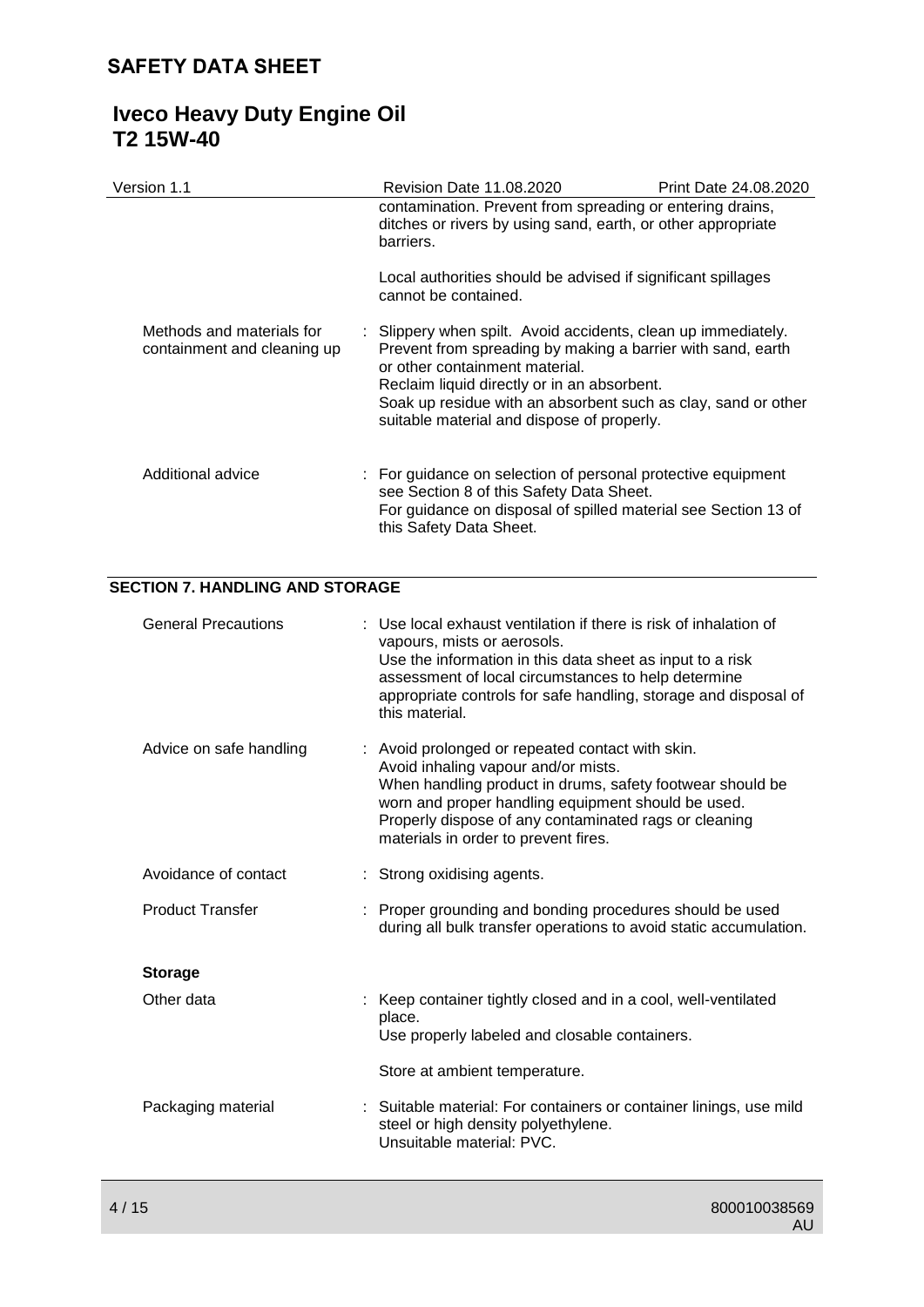contamination. Prevent from spreading or entering drains, ditches or rivers by using sand, earth, or other appropriate barriers.

Local authorities should be advised if significant spillages cannot be contained.

| | |
|---|---|
| Methods and materials for containment and cleaning up | : Slippery when spilt. Avoid accidents, clean up immediately. Prevent from spreading by making a barrier with sand, earth or other containment material. Reclaim liquid directly or in an absorbent. Soak up residue with an absorbent such as clay, sand or other suitable material and dispose of properly. |
| Additional advice | : For guidance on selection of personal protective equipment see Section 8 of this Safety Data Sheet. For guidance on disposal of spilled material see Section 13 of this Safety Data Sheet. |

## SECTION 7. HANDLING AND STORAGE

| | |
|---|---|
| General Precautions | : Use local exhaust ventilation if there is risk of inhalation of vapours, mists or aerosols. Use the information in this data sheet as input to a risk assessment of local circumstances to help determine appropriate controls for safe handling, storage and disposal of this material. |
| Advice on safe handling | : Avoid prolonged or repeated contact with skin. Avoid inhaling vapour and/or mists. When handling product in drums, safety footwear should be worn and proper handling equipment should be used. Properly dispose of any contaminated rags or cleaning materials in order to prevent fires. |
| Avoidance of contact | : Strong oxidising agents. |
| Product Transfer | : Proper grounding and bonding procedures should be used during all bulk transfer operations to avoid static accumulation. |

**Storage**

| | |
|---|---|
| Other data | : Keep container tightly closed and in a cool, well-ventilated place. Use properly labeled and closable containers. Store at ambient temperature. |
| Packaging material | : Suitable material: For containers or container linings, use mild steel or high density polyethylene. Unsuitable material: PVC. |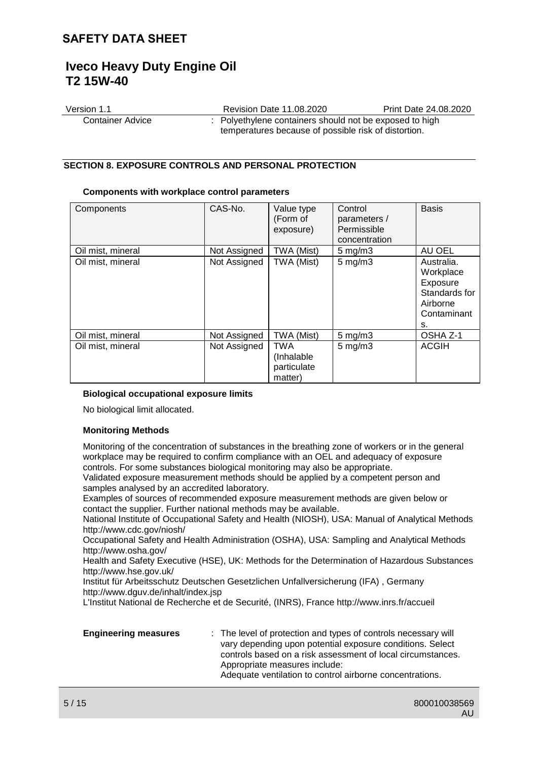Container Advice : Polyethylene containers should not be exposed to high temperatures because of possible risk of distortion.

## SECTION 8. EXPOSURE CONTROLS AND PERSONAL PROTECTION

**Components with workplace control parameters**

| Components | CAS-No. | Value type (Form of exposure) | Control parameters / Permissible concentration | Basis |
|---|---|---|---|---|
| Oil mist, mineral | Not Assigned | TWA (Mist) | 5 mg/m3 | AU OEL |
| Oil mist, mineral | Not Assigned | TWA (Mist) | 5 mg/m3 | Australia. Workplace Exposure Standards for Airborne Contaminants. |
| Oil mist, mineral | Not Assigned | TWA (Mist) | 5 mg/m3 | OSHA Z-1 |
| Oil mist, mineral | Not Assigned | TWA (Inhalable particulate matter) | 5 mg/m3 | ACGIH |

**Biological occupational exposure limits**

No biological limit allocated.

**Monitoring Methods**

Monitoring of the concentration of substances in the breathing zone of workers or in the general workplace may be required to confirm compliance with an OEL and adequacy of exposure controls. For some substances biological monitoring may also be appropriate.
Validated exposure measurement methods should be applied by a competent person and samples analysed by an accredited laboratory.
Examples of sources of recommended exposure measurement methods are given below or contact the supplier. Further national methods may be available.
National Institute of Occupational Safety and Health (NIOSH), USA: Manual of Analytical Methods http://www.cdc.gov/niosh/
Occupational Safety and Health Administration (OSHA), USA: Sampling and Analytical Methods http://www.osha.gov/
Health and Safety Executive (HSE), UK: Methods for the Determination of Hazardous Substances http://www.hse.gov.uk/
Institut für Arbeitsschutz Deutschen Gesetzlichen Unfallversicherung (IFA) , Germany http://www.dguv.de/inhalt/index.jsp
L'Institut National de Recherche et de Securité, (INRS), France http://www.inrs.fr/accueil

**Engineering measures** : The level of protection and types of controls necessary will vary depending upon potential exposure conditions. Select controls based on a risk assessment of local circumstances. Appropriate measures include:
Adequate ventilation to control airborne concentrations.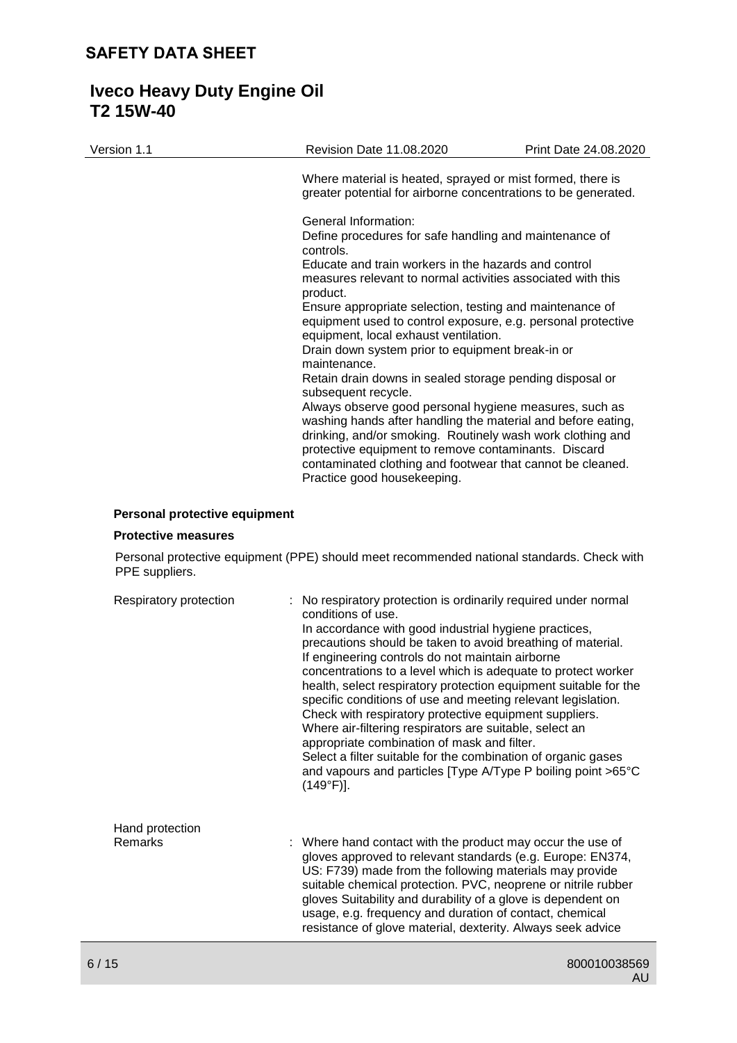Where material is heated, sprayed or mist formed, there is greater potential for airborne concentrations to be generated.

General Information:
Define procedures for safe handling and maintenance of controls.
Educate and train workers in the hazards and control measures relevant to normal activities associated with this product.
Ensure appropriate selection, testing and maintenance of equipment used to control exposure, e.g. personal protective equipment, local exhaust ventilation.
Drain down system prior to equipment break-in or maintenance.
Retain drain downs in sealed storage pending disposal or subsequent recycle.
Always observe good personal hygiene measures, such as washing hands after handling the material and before eating, drinking, and/or smoking. Routinely wash work clothing and protective equipment to remove contaminants. Discard contaminated clothing and footwear that cannot be cleaned. Practice good housekeeping.

### Personal protective equipment

#### Protective measures

Personal protective equipment (PPE) should meet recommended national standards. Check with PPE suppliers.

Respiratory protection : No respiratory protection is ordinarily required under normal conditions of use.
In accordance with good industrial hygiene practices, precautions should be taken to avoid breathing of material.
If engineering controls do not maintain airborne concentrations to a level which is adequate to protect worker health, select respiratory protection equipment suitable for the specific conditions of use and meeting relevant legislation.
Check with respiratory protective equipment suppliers.
Where air-filtering respirators are suitable, select an appropriate combination of mask and filter.
Select a filter suitable for the combination of organic gases and vapours and particles [Type A/Type P boiling point >65°C (149°F)].

Hand protection
Remarks : Where hand contact with the product may occur the use of gloves approved to relevant standards (e.g. Europe: EN374, US: F739) made from the following materials may provide suitable chemical protection. PVC, neoprene or nitrile rubber gloves Suitability and durability of a glove is dependent on usage, e.g. frequency and duration of contact, chemical resistance of glove material, dexterity. Always seek advice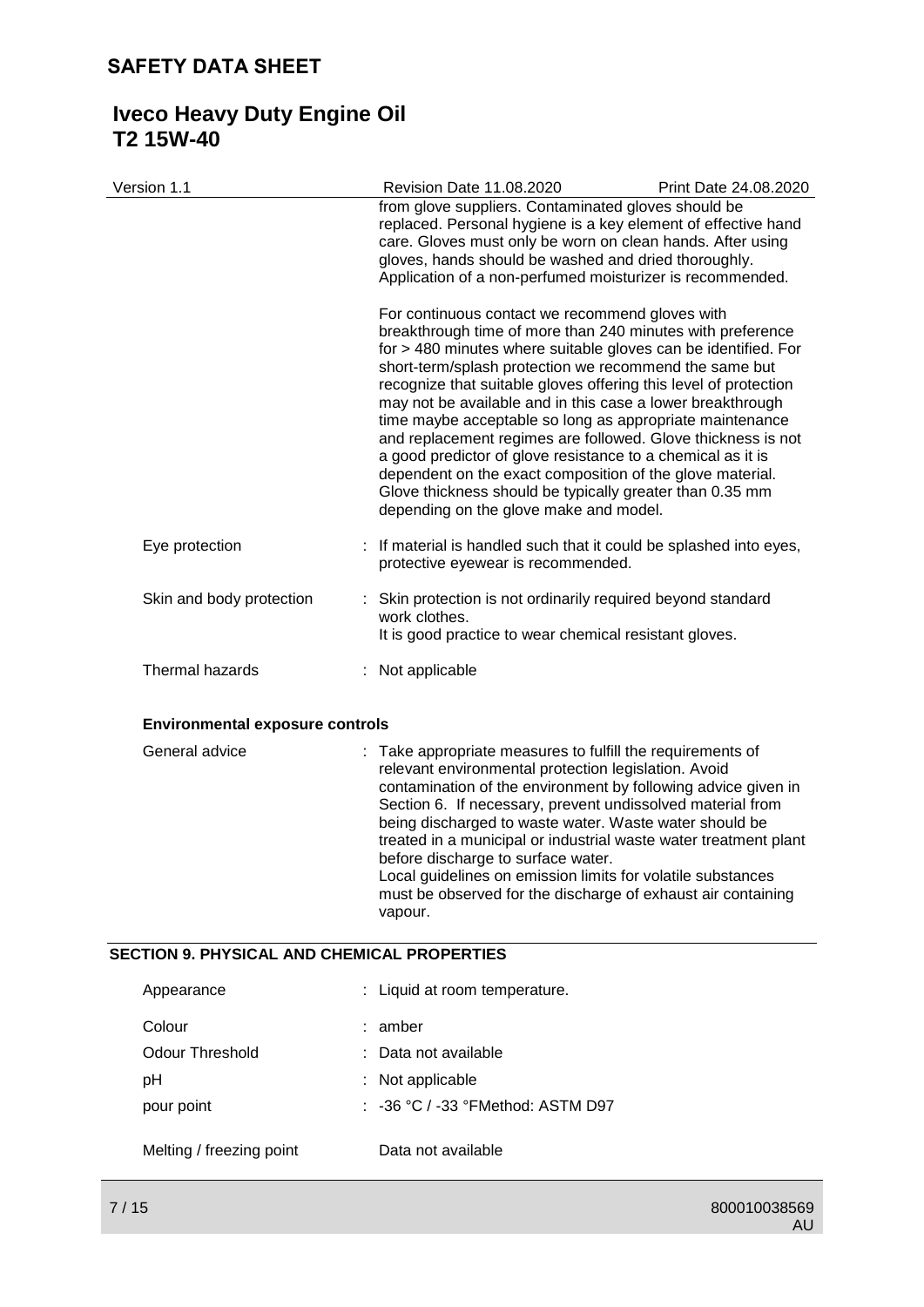from glove suppliers. Contaminated gloves should be replaced. Personal hygiene is a key element of effective hand care. Gloves must only be worn on clean hands. After using gloves, hands should be washed and dried thoroughly. Application of a non-perfumed moisturizer is recommended.

For continuous contact we recommend gloves with breakthrough time of more than 240 minutes with preference for > 480 minutes where suitable gloves can be identified. For short-term/splash protection we recommend the same but recognize that suitable gloves offering this level of protection may not be available and in this case a lower breakthrough time maybe acceptable so long as appropriate maintenance and replacement regimes are followed. Glove thickness is not a good predictor of glove resistance to a chemical as it is dependent on the exact composition of the glove material. Glove thickness should be typically greater than 0.35 mm depending on the glove make and model.

| | |
|---|---|
| Eye protection | : If material is handled such that it could be splashed into eyes, protective eyewear is recommended. |
| Skin and body protection | : Skin protection is not ordinarily required beyond standard work clothes.<br>It is good practice to wear chemical resistant gloves. |
| Thermal hazards | : Not applicable |

**Environmental exposure controls**

| | |
|---|---|
| General advice | : Take appropriate measures to fulfill the requirements of relevant environmental protection legislation. Avoid contamination of the environment by following advice given in Section 6. If necessary, prevent undissolved material from being discharged to waste water. Waste water should be treated in a municipal or industrial waste water treatment plant before discharge to surface water.<br>Local guidelines on emission limits for volatile substances must be observed for the discharge of exhaust air containing vapour. |

## SECTION 9. PHYSICAL AND CHEMICAL PROPERTIES

| | |
|---|---|
| Appearance | : Liquid at room temperature. |
| Colour | : amber |
| Odour Threshold | : Data not available |
| pH | : Not applicable |
| pour point | : -36 °C / -33 °FMethod: ASTM D97 |
| Melting / freezing point | Data not available |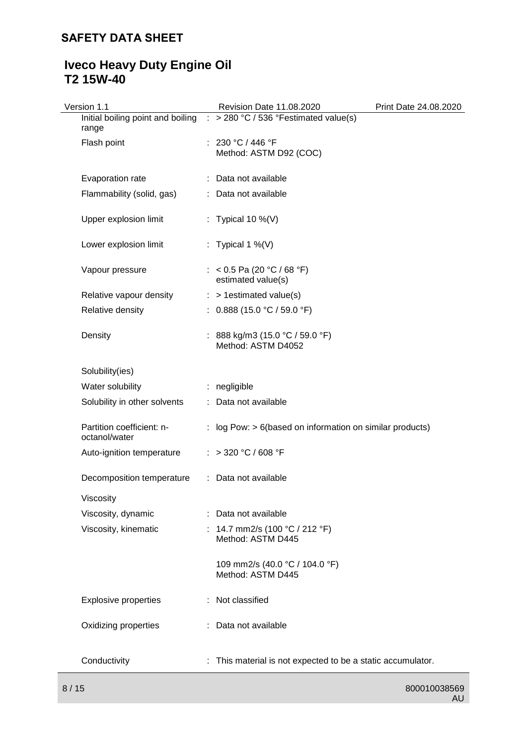| Property | Value |
| --- | --- |
| Initial boiling point and boiling range | : > 280 °C / 536 °Festimated value(s) |
| Flash point | : 230 °C / 446 °F<br>Method: ASTM D92 (COC) |
| Evaporation rate | : Data not available |
| Flammability (solid, gas) | : Data not available |
| Upper explosion limit | : Typical 10 %(V) |
| Lower explosion limit | : Typical 1 %(V) |
| Vapour pressure | : < 0.5 Pa (20 °C / 68 °F)<br>estimated value(s) |
| Relative vapour density | : > 1estimated value(s) |
| Relative density | : 0.888 (15.0 °C / 59.0 °F) |
| Density | : 888 kg/m3 (15.0 °C / 59.0 °F)<br>Method: ASTM D4052 |
| Solubility(ies) | |
| Water solubility | : negligible |
| Solubility in other solvents | : Data not available |
| Partition coefficient: n-octanol/water | : log Pow: > 6(based on information on similar products) |
| Auto-ignition temperature | : > 320 °C / 608 °F |
| Decomposition temperature | : Data not available |
| Viscosity | |
| Viscosity, dynamic | : Data not available |
| Viscosity, kinematic | : 14.7 mm2/s (100 °C / 212 °F)<br>Method: ASTM D445<br><br>109 mm2/s (40.0 °C / 104.0 °F)<br>Method: ASTM D445 |
| Explosive properties | : Not classified |
| Oxidizing properties | : Data not available |
| Conductivity | : This material is not expected to be a static accumulator. |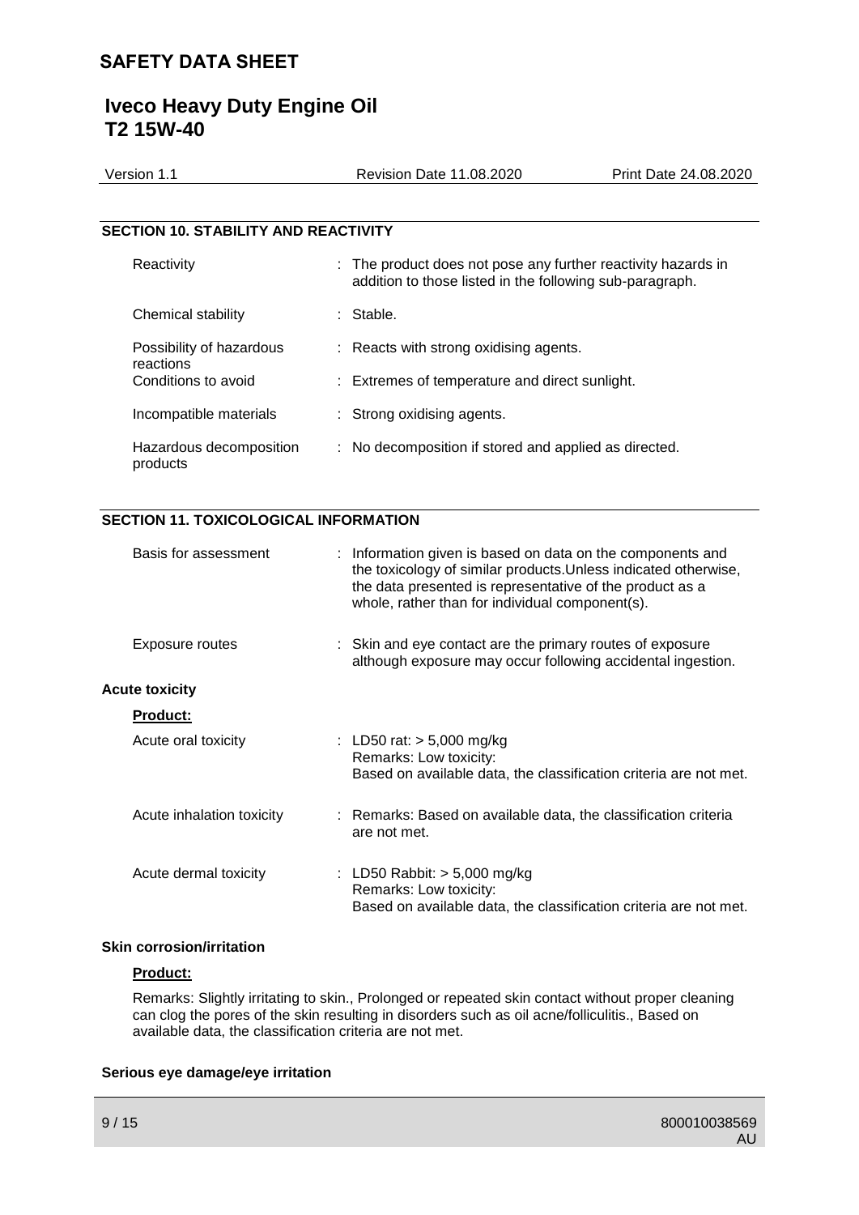## SECTION 10. STABILITY AND REACTIVITY

| | |
|---|---|
| Reactivity | : The product does not pose any further reactivity hazards in addition to those listed in the following sub-paragraph. |
| Chemical stability | : Stable. |
| Possibility of hazardous reactions | : Reacts with strong oxidising agents. |
| Conditions to avoid | : Extremes of temperature and direct sunlight. |
| Incompatible materials | : Strong oxidising agents. |
| Hazardous decomposition products | : No decomposition if stored and applied as directed. |

## SECTION 11. TOXICOLOGICAL INFORMATION

| | |
|---|---|
| Basis for assessment | : Information given is based on data on the components and the toxicology of similar products.Unless indicated otherwise, the data presented is representative of the product as a whole, rather than for individual component(s). |
| Exposure routes | : Skin and eye contact are the primary routes of exposure although exposure may occur following accidental ingestion. |

**Acute toxicity**

**Product:**

| | |
|---|---|
| Acute oral toxicity | : LD50 rat: > 5,000 mg/kg<br>Remarks: Low toxicity:<br>Based on available data, the classification criteria are not met. |
| Acute inhalation toxicity | : Remarks: Based on available data, the classification criteria are not met. |
| Acute dermal toxicity | : LD50 Rabbit: > 5,000 mg/kg<br>Remarks: Low toxicity:<br>Based on available data, the classification criteria are not met. |

**Skin corrosion/irritation**

**Product:**

Remarks: Slightly irritating to skin., Prolonged or repeated skin contact without proper cleaning can clog the pores of the skin resulting in disorders such as oil acne/folliculitis., Based on available data, the classification criteria are not met.

**Serious eye damage/eye irritation**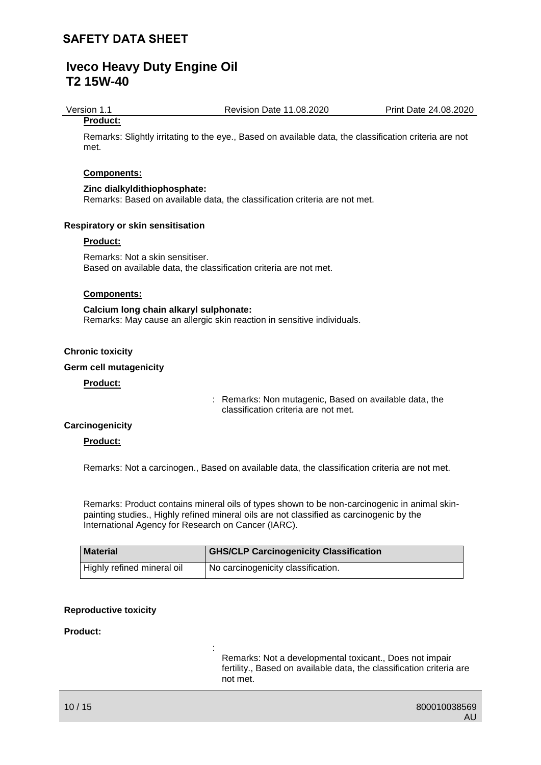**Product:**

Remarks: Slightly irritating to the eye., Based on available data, the classification criteria are not met.

**Components:**

**Zinc dialkyldithiophosphate:**
Remarks: Based on available data, the classification criteria are not met.

**Respiratory or skin sensitisation**

**Product:**

Remarks: Not a skin sensitiser.
Based on available data, the classification criteria are not met.

**Components:**

**Calcium long chain alkaryl sulphonate:**
Remarks: May cause an allergic skin reaction in sensitive individuals.

**Chronic toxicity**

**Germ cell mutagenicity**

**Product:**

: Remarks: Non mutagenic, Based on available data, the classification criteria are not met.

**Carcinogenicity**

**Product:**

Remarks: Not a carcinogen., Based on available data, the classification criteria are not met.

Remarks: Product contains mineral oils of types shown to be non-carcinogenic in animal skin-painting studies., Highly refined mineral oils are not classified as carcinogenic by the International Agency for Research on Cancer (IARC).

| Material | GHS/CLP Carcinogenicity Classification |
|---|---|
| Highly refined mineral oil | No carcinogenicity classification. |

**Reproductive toxicity**

**Product:**

: Remarks: Not a developmental toxicant., Does not impair fertility., Based on available data, the classification criteria are not met.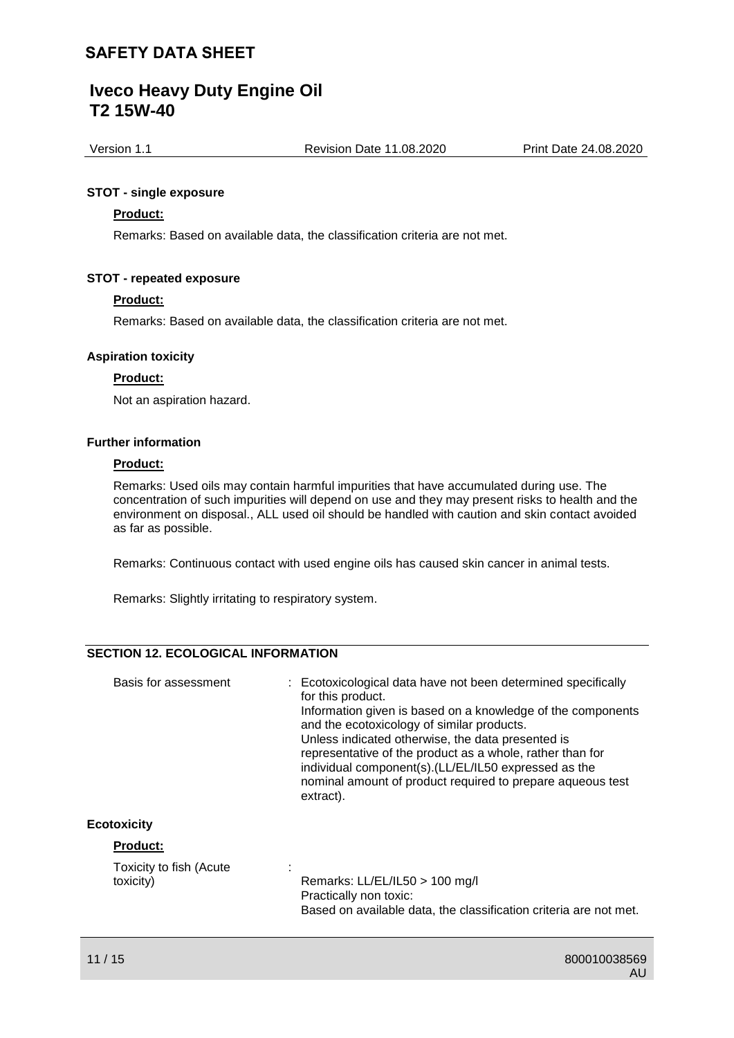**STOT - single exposure**

**Product:**

Remarks: Based on available data, the classification criteria are not met.

**STOT - repeated exposure**

**Product:**

Remarks: Based on available data, the classification criteria are not met.

**Aspiration toxicity**

**Product:**

Not an aspiration hazard.

**Further information**

**Product:**

Remarks: Used oils may contain harmful impurities that have accumulated during use. The concentration of such impurities will depend on use and they may present risks to health and the environment on disposal., ALL used oil should be handled with caution and skin contact avoided as far as possible.

Remarks: Continuous contact with used engine oils has caused skin cancer in animal tests.

Remarks: Slightly irritating to respiratory system.

## SECTION 12. ECOLOGICAL INFORMATION

Basis for assessment : Ecotoxicological data have not been determined specifically for this product.
Information given is based on a knowledge of the components and the ecotoxicology of similar products.
Unless indicated otherwise, the data presented is representative of the product as a whole, rather than for individual component(s).(LL/EL/IL50 expressed as the nominal amount of product required to prepare aqueous test extract).

**Ecotoxicity**

**Product:**

Toxicity to fish (Acute toxicity) :
Remarks: LL/EL/IL50 > 100 mg/l
Practically non toxic:
Based on available data, the classification criteria are not met.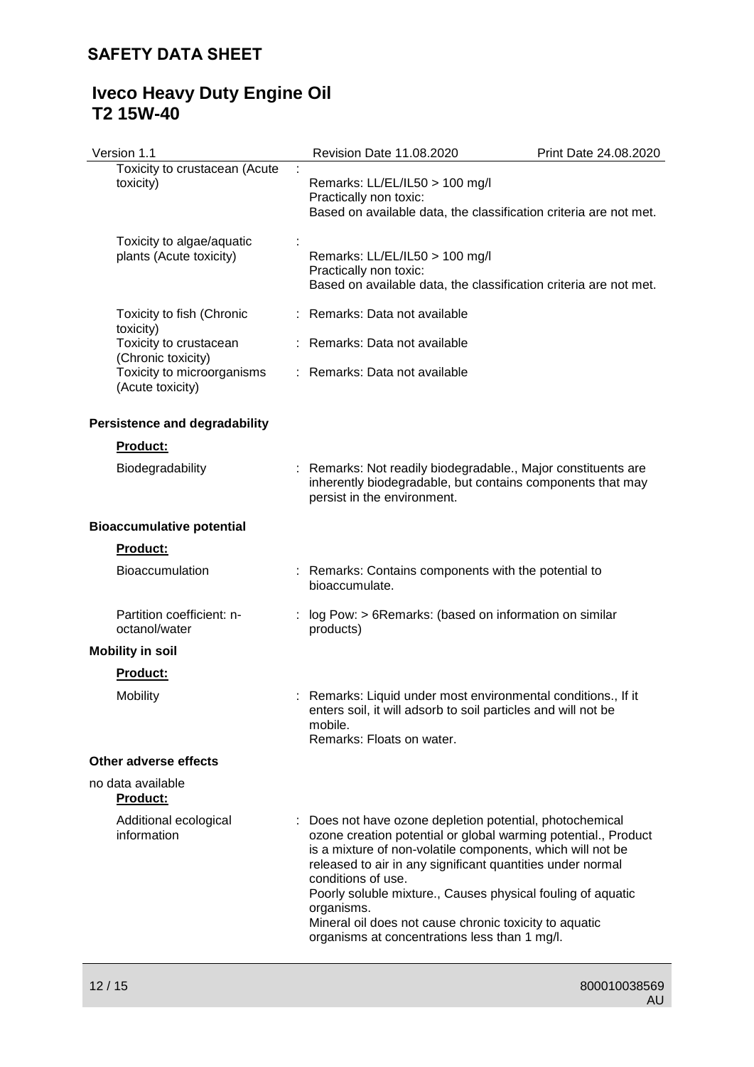| | |
|---|---|
| Toxicity to crustacean (Acute toxicity) | : Remarks: LL/EL/IL50 > 100 mg/l<br>Practically non toxic:<br>Based on available data, the classification criteria are not met. |
| Toxicity to algae/aquatic plants (Acute toxicity) | : Remarks: LL/EL/IL50 > 100 mg/l<br>Practically non toxic:<br>Based on available data, the classification criteria are not met. |
| Toxicity to fish (Chronic toxicity) | : Remarks: Data not available |
| Toxicity to crustacean (Chronic toxicity) | : Remarks: Data not available |
| Toxicity to microorganisms (Acute toxicity) | : Remarks: Data not available |

**Persistence and degradability**

**Product:**

| | |
|---|---|
| Biodegradability | : Remarks: Not readily biodegradable., Major constituents are inherently biodegradable, but contains components that may persist in the environment. |

**Bioaccumulative potential**

**Product:**

| | |
|---|---|
| Bioaccumulation | : Remarks: Contains components with the potential to bioaccumulate. |
| Partition coefficient: n-octanol/water | : log Pow: > 6Remarks: (based on information on similar products) |

**Mobility in soil**

**Product:**

| | |
|---|---|
| Mobility | : Remarks: Liquid under most environmental conditions., If it enters soil, it will adsorb to soil particles and will not be mobile.<br>Remarks: Floats on water. |

**Other adverse effects**

no data available

**Product:**

| | |
|---|---|
| Additional ecological information | : Does not have ozone depletion potential, photochemical ozone creation potential or global warming potential., Product is a mixture of non-volatile components, which will not be released to air in any significant quantities under normal conditions of use.<br>Poorly soluble mixture., Causes physical fouling of aquatic organisms.<br>Mineral oil does not cause chronic toxicity to aquatic organisms at concentrations less than 1 mg/l. |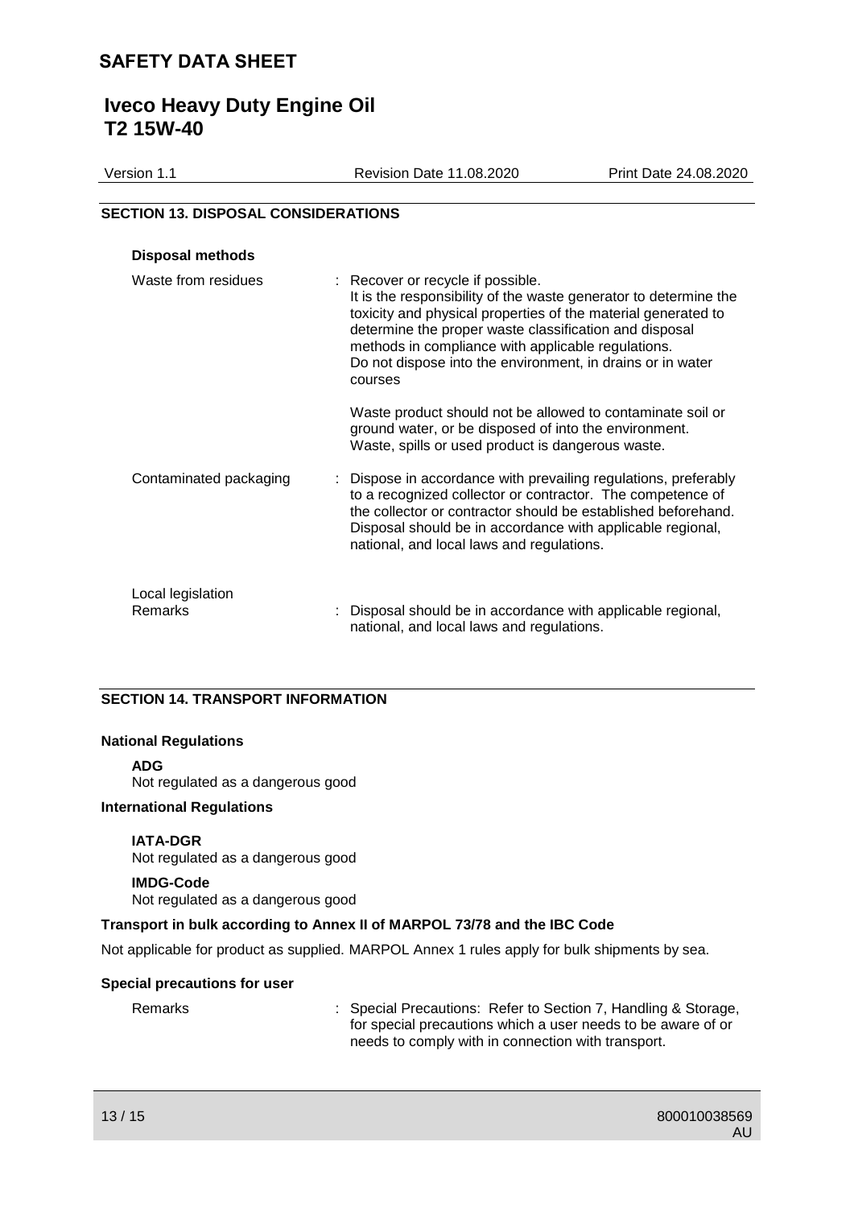## SECTION 13. DISPOSAL CONSIDERATIONS

**Disposal methods**

| | |
|---|---|
| Waste from residues | : Recover or recycle if possible.<br>It is the responsibility of the waste generator to determine the toxicity and physical properties of the material generated to determine the proper waste classification and disposal methods in compliance with applicable regulations.<br>Do not dispose into the environment, in drains or in water courses<br><br>Waste product should not be allowed to contaminate soil or ground water, or be disposed of into the environment.<br>Waste, spills or used product is dangerous waste. |
| Contaminated packaging | : Dispose in accordance with prevailing regulations, preferably to a recognized collector or contractor. The competence of the collector or contractor should be established beforehand.<br>Disposal should be in accordance with applicable regional, national, and local laws and regulations. |
| Local legislation<br>Remarks | : Disposal should be in accordance with applicable regional, national, and local laws and regulations. |

## SECTION 14. TRANSPORT INFORMATION

**National Regulations**

**ADG**
Not regulated as a dangerous good

**International Regulations**

**IATA-DGR**
Not regulated as a dangerous good

**IMDG-Code**
Not regulated as a dangerous good

**Transport in bulk according to Annex II of MARPOL 73/78 and the IBC Code**

Not applicable for product as supplied. MARPOL Annex 1 rules apply for bulk shipments by sea.

**Special precautions for user**

| | |
|---|---|
| Remarks | : Special Precautions: Refer to Section 7, Handling & Storage, for special precautions which a user needs to be aware of or needs to comply with in connection with transport. |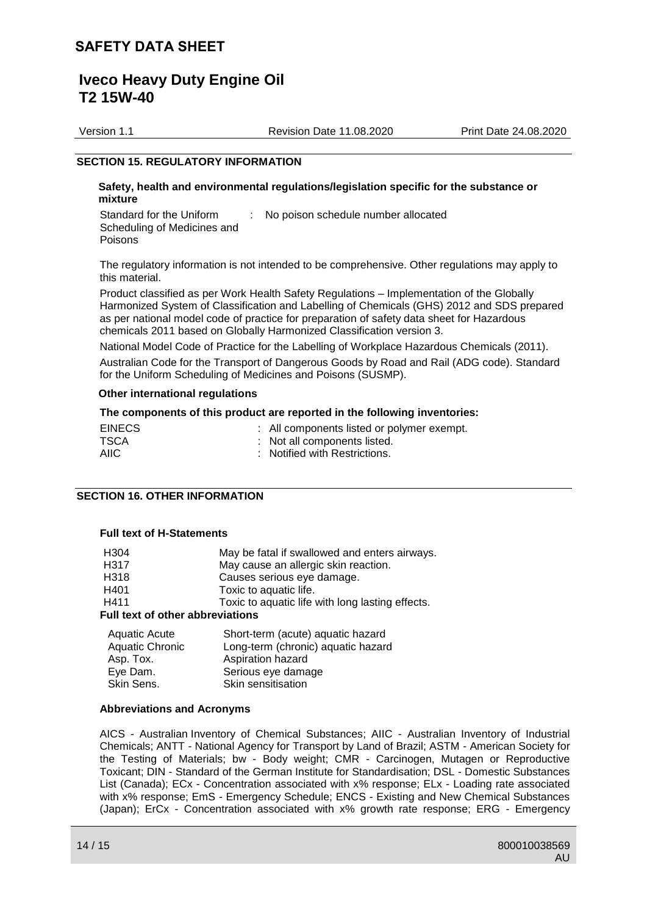## SECTION 15. REGULATORY INFORMATION

**Safety, health and environmental regulations/legislation specific for the substance or mixture**

| | |
|---|---|
| Standard for the Uniform Scheduling of Medicines and Poisons | : No poison schedule number allocated |

The regulatory information is not intended to be comprehensive. Other regulations may apply to this material.

Product classified as per Work Health Safety Regulations – Implementation of the Globally Harmonized System of Classification and Labelling of Chemicals (GHS) 2012 and SDS prepared as per national model code of practice for preparation of safety data sheet for Hazardous chemicals 2011 based on Globally Harmonized Classification version 3.

National Model Code of Practice for the Labelling of Workplace Hazardous Chemicals (2011).

Australian Code for the Transport of Dangerous Goods by Road and Rail (ADG code). Standard for the Uniform Scheduling of Medicines and Poisons (SUSMP).

**Other international regulations**

**The components of this product are reported in the following inventories:**

| | |
|---|---|
| EINECS | : All components listed or polymer exempt. |
| TSCA | : Not all components listed. |
| AIIC | : Notified with Restrictions. |

## SECTION 16. OTHER INFORMATION

**Full text of H-Statements**

| | |
|---|---|
| H304 | May be fatal if swallowed and enters airways. |
| H317 | May cause an allergic skin reaction. |
| H318 | Causes serious eye damage. |
| H401 | Toxic to aquatic life. |
| H411 | Toxic to aquatic life with long lasting effects. |

**Full text of other abbreviations**

| | |
|---|---|
| Aquatic Acute | Short-term (acute) aquatic hazard |
| Aquatic Chronic | Long-term (chronic) aquatic hazard |
| Asp. Tox. | Aspiration hazard |
| Eye Dam. | Serious eye damage |
| Skin Sens. | Skin sensitisation |

**Abbreviations and Acronyms**

AICS - Australian Inventory of Chemical Substances; AIIC - Australian Inventory of Industrial Chemicals; ANTT - National Agency for Transport by Land of Brazil; ASTM - American Society for the Testing of Materials; bw - Body weight; CMR - Carcinogen, Mutagen or Reproductive Toxicant; DIN - Standard of the German Institute for Standardisation; DSL - Domestic Substances List (Canada); ECx - Concentration associated with x% response; ELx - Loading rate associated with x% response; EmS - Emergency Schedule; ENCS - Existing and New Chemical Substances (Japan); ErCx - Concentration associated with x% growth rate response; ERG - Emergency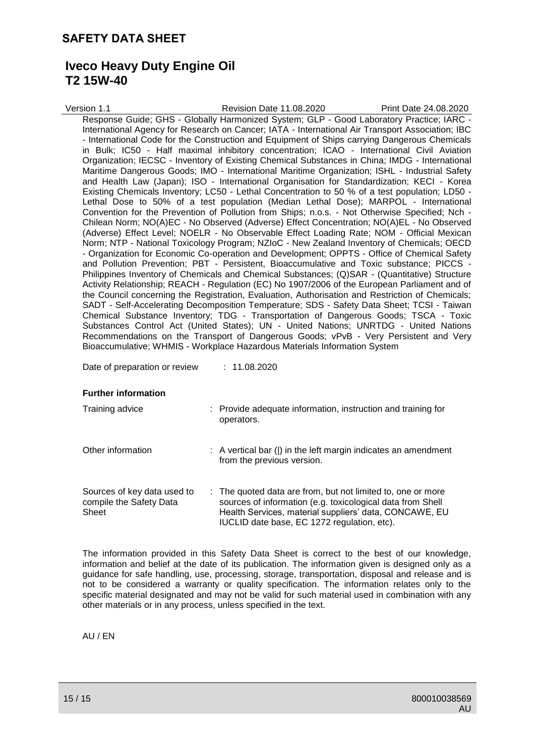Response Guide; GHS - Globally Harmonized System; GLP - Good Laboratory Practice; IARC - International Agency for Research on Cancer; IATA - International Air Transport Association; IBC - International Code for the Construction and Equipment of Ships carrying Dangerous Chemicals in Bulk; IC50 - Half maximal inhibitory concentration; ICAO - International Civil Aviation Organization; IECSC - Inventory of Existing Chemical Substances in China; IMDG - International Maritime Dangerous Goods; IMO - International Maritime Organization; ISHL - Industrial Safety and Health Law (Japan); ISO - International Organisation for Standardization; KECI - Korea Existing Chemicals Inventory; LC50 - Lethal Concentration to 50 % of a test population; LD50 - Lethal Dose to 50% of a test population (Median Lethal Dose); MARPOL - International Convention for the Prevention of Pollution from Ships; n.o.s. - Not Otherwise Specified; Nch - Chilean Norm; NO(A)EC - No Observed (Adverse) Effect Concentration; NO(A)EL - No Observed (Adverse) Effect Level; NOELR - No Observable Effect Loading Rate; NOM - Official Mexican Norm; NTP - National Toxicology Program; NZIoC - New Zealand Inventory of Chemicals; OECD - Organization for Economic Co-operation and Development; OPPTS - Office of Chemical Safety and Pollution Prevention; PBT - Persistent, Bioaccumulative and Toxic substance; PICCS - Philippines Inventory of Chemicals and Chemical Substances; (Q)SAR - (Quantitative) Structure Activity Relationship; REACH - Regulation (EC) No 1907/2006 of the European Parliament and of the Council concerning the Registration, Evaluation, Authorisation and Restriction of Chemicals; SADT - Self-Accelerating Decomposition Temperature; SDS - Safety Data Sheet; TCSI - Taiwan Chemical Substance Inventory; TDG - Transportation of Dangerous Goods; TSCA - Toxic Substances Control Act (United States); UN - United Nations; UNRTDG - United Nations Recommendations on the Transport of Dangerous Goods; vPvB - Very Persistent and Very Bioaccumulative; WHMIS - Workplace Hazardous Materials Information System

Date of preparation or review : 11.08.2020

**Further information**

Training advice : Provide adequate information, instruction and training for operators.

Other information : A vertical bar (|) in the left margin indicates an amendment from the previous version.

Sources of key data used to compile the Safety Data Sheet : The quoted data are from, but not limited to, one or more sources of information (e.g. toxicological data from Shell Health Services, material suppliers' data, CONCAWE, EU IUCLID date base, EC 1272 regulation, etc).

The information provided in this Safety Data Sheet is correct to the best of our knowledge, information and belief at the date of its publication. The information given is designed only as a guidance for safe handling, use, processing, storage, transportation, disposal and release and is not to be considered a warranty or quality specification. The information relates only to the specific material designated and may not be valid for such material used in combination with any other materials or in any process, unless specified in the text.

AU / EN